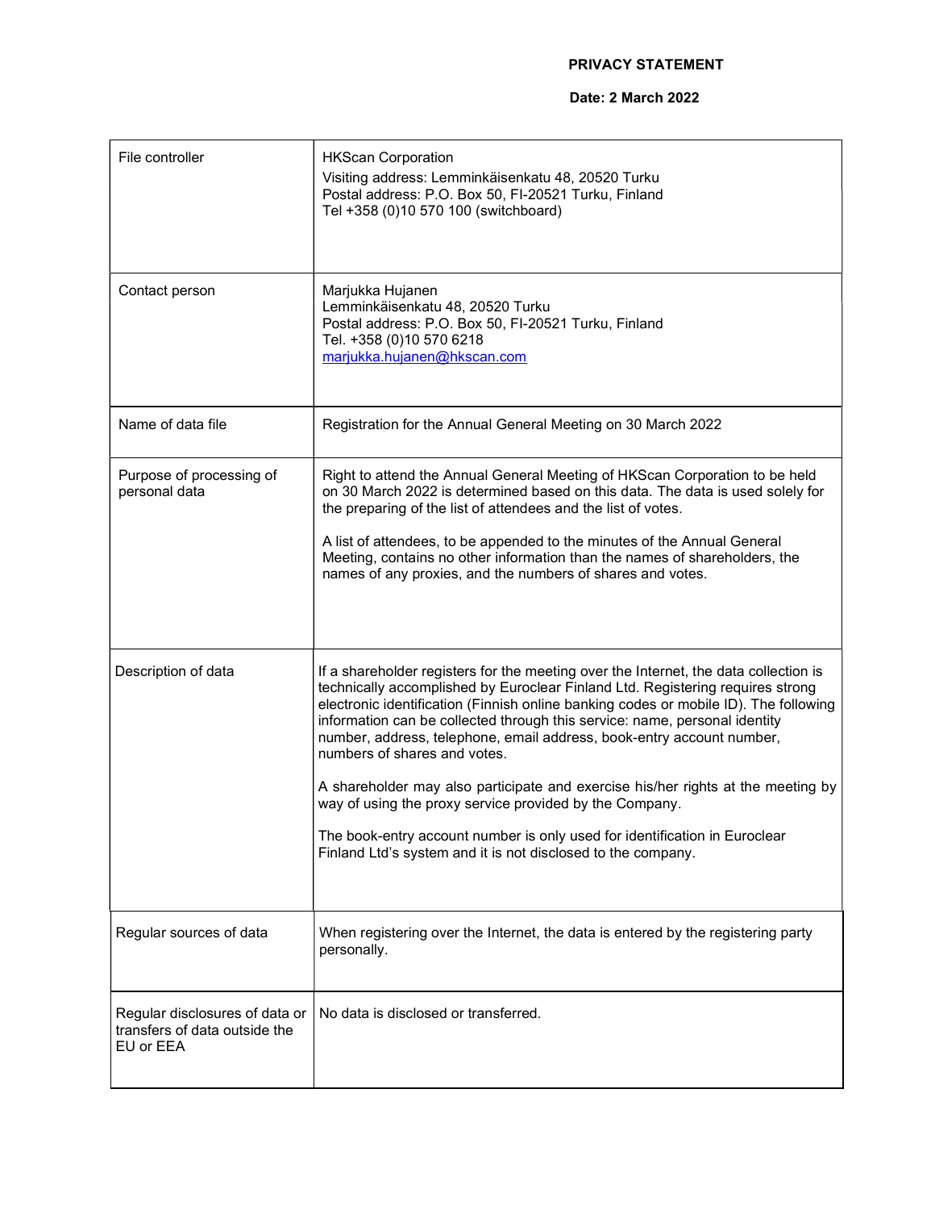**PRIVACY STATEMENT**

**Date: 2 March 2022**

| | |
|---|---|
| File controller | HKScan Corporation<br>Visiting address: Lemminkäisenkatu 48, 20520 Turku<br>Postal address: P.O. Box 50, FI-20521 Turku, Finland<br>Tel +358 (0)10 570 100 (switchboard) |
| Contact person | Marjukka Hujanen<br>Lemminkäisenkatu 48, 20520 Turku<br>Postal address: P.O. Box 50, FI-20521 Turku, Finland<br>Tel. +358 (0)10 570 6218<br>marjukka.hujanen@hkscan.com |
| Name of data file | Registration for the Annual General Meeting on 30 March 2022 |
| Purpose of processing of personal data | Right to attend the Annual General Meeting of HKScan Corporation to be held on 30 March 2022 is determined based on this data. The data is used solely for the preparing of the list of attendees and the list of votes.<br><br>A list of attendees, to be appended to the minutes of the Annual General Meeting, contains no other information than the names of shareholders, the names of any proxies, and the numbers of shares and votes. |
| Description of data | If a shareholder registers for the meeting over the Internet, the data collection is technically accomplished by Euroclear Finland Ltd. Registering requires strong electronic identification (Finnish online banking codes or mobile ID). The following information can be collected through this service: name, personal identity number, address, telephone, email address, book-entry account number, numbers of shares and votes.<br><br>A shareholder may also participate and exercise his/her rights at the meeting by way of using the proxy service provided by the Company.<br><br>The book-entry account number is only used for identification in Euroclear Finland Ltd's system and it is not disclosed to the company. |
| Regular sources of data | When registering over the Internet, the data is entered by the registering party personally. |
| Regular disclosures of data or transfers of data outside the EU or EEA | No data is disclosed or transferred. |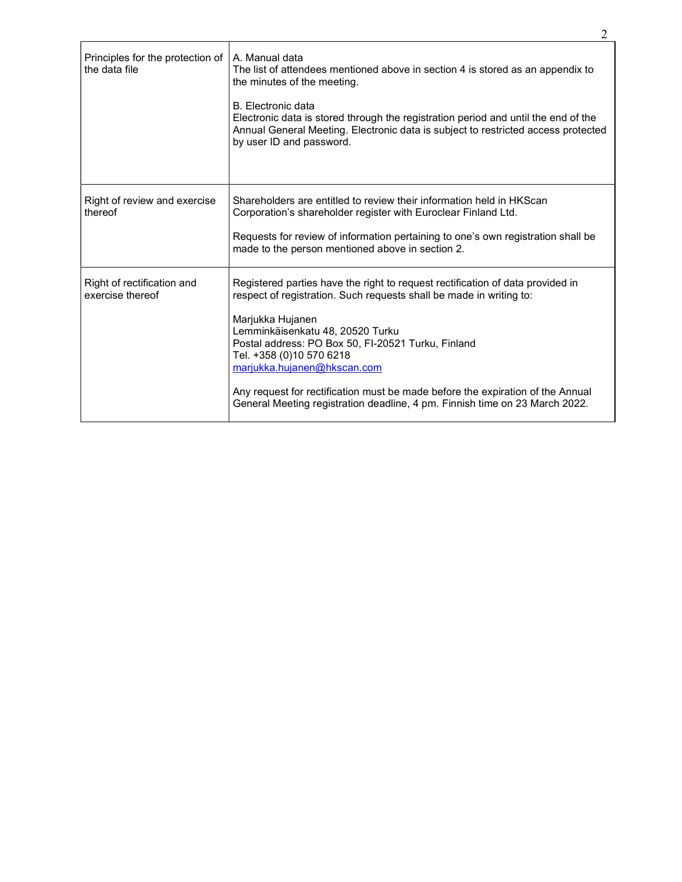| | |
|---|---|
| Principles for the protection of the data file | A. Manual data<br>The list of attendees mentioned above in section 4 is stored as an appendix to the minutes of the meeting.<br><br>B. Electronic data<br>Electronic data is stored through the registration period and until the end of the Annual General Meeting. Electronic data is subject to restricted access protected by user ID and password. |
| Right of review and exercise thereof | Shareholders are entitled to review their information held in HKScan Corporation's shareholder register with Euroclear Finland Ltd.<br><br>Requests for review of information pertaining to one's own registration shall be made to the person mentioned above in section 2. |
| Right of rectification and exercise thereof | Registered parties have the right to request rectification of data provided in respect of registration. Such requests shall be made in writing to:<br><br>Marjukka Hujanen<br>Lemminkäisenkatu 48, 20520 Turku<br>Postal address: PO Box 50, FI-20521 Turku, Finland<br>Tel. +358 (0)10 570 6218<br>marjukka.hujanen@hkscan.com<br><br>Any request for rectification must be made before the expiration of the Annual General Meeting registration deadline, 4 pm. Finnish time on 23 March 2022. |